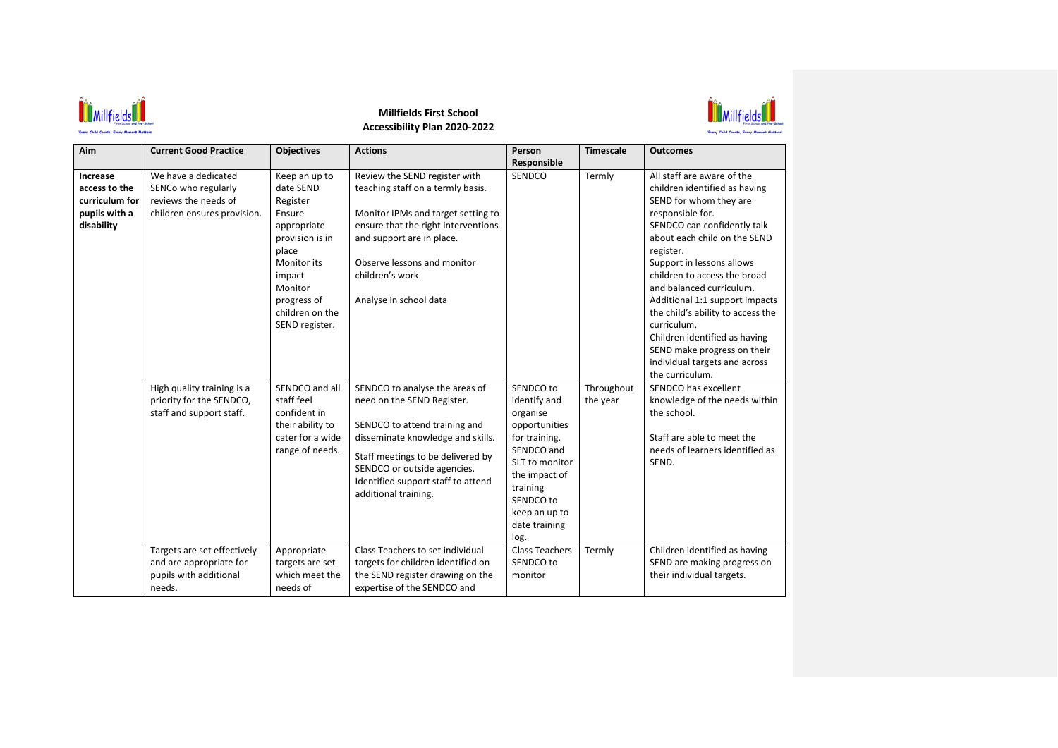**Millfields First School**
**Accessibility Plan 2020-2022**

| Aim | Current Good Practice | Objectives | Actions | Person Responsible | Timescale | Outcomes |
|---|---|---|---|---|---|---|
| **Increase access to the curriculum for pupils with a disability** | We have a dedicated SENCo who regularly reviews the needs of children ensures provision. | Keep an up to date SEND Register<br>Ensure appropriate provision is in place<br>Monitor its impact<br>Monitor progress of children on the SEND register. | Review the SEND register with teaching staff on a termly basis.<br><br>Monitor IPMs and target setting to ensure that the right interventions and support are in place.<br><br>Observe lessons and monitor children's work<br><br>Analyse in school data | SENDCO | Termly | All staff are aware of the children identified as having SEND for whom they are responsible for.<br>SENDCO can confidently talk about each child on the SEND register.<br>Support in lessons allows children to access the broad and balanced curriculum.<br>Additional 1:1 support impacts the child's ability to access the curriculum.<br>Children identified as having SEND make progress on their individual targets and across the curriculum. |
| | High quality training is a priority for the SENDCO, staff and support staff. | SENDCO and all staff feel confident in their ability to cater for a wide range of needs. | SENDCO to analyse the areas of need on the SEND Register.<br><br>SENDCO to attend training and disseminate knowledge and skills.<br><br>Staff meetings to be delivered by SENDCO or outside agencies.<br>Identified support staff to attend additional training. | SENDCO to identify and organise opportunities for training.<br>SENDCO and SLT to monitor the impact of training<br>SENDCO to keep an up to date training log. | Throughout the year | SENDCO has excellent knowledge of the needs within the school.<br><br>Staff are able to meet the needs of learners identified as SEND. |
| | Targets are set effectively and are appropriate for pupils with additional needs. | Appropriate targets are set which meet the needs of | Class Teachers to set individual targets for children identified on the SEND register drawing on the expertise of the SENDCO and | Class Teachers<br>SENDCO to monitor | Termly | Children identified as having SEND are making progress on their individual targets. |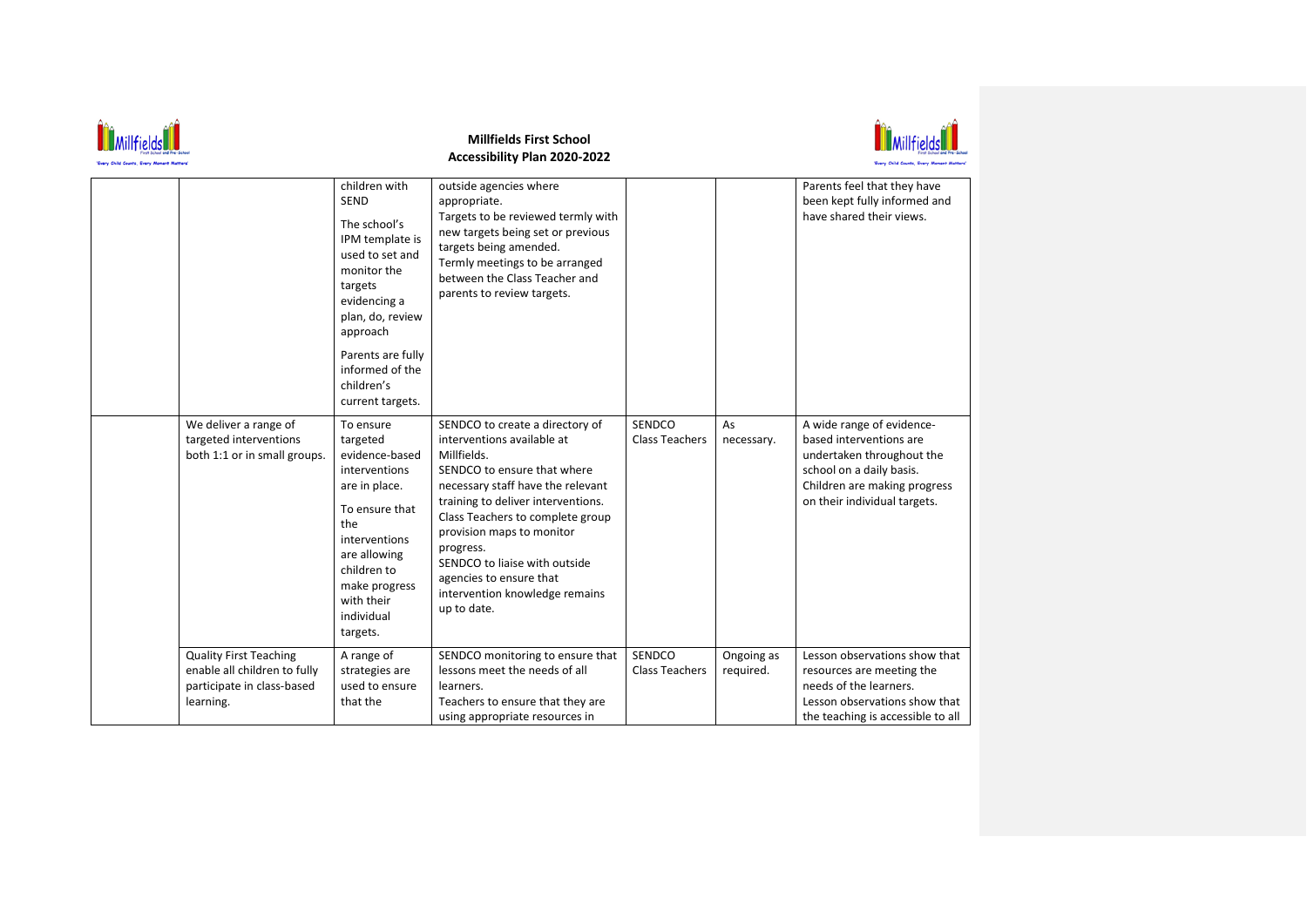| | | | | | | |
|---|---|---|---|---|---|---|
| | | children with SEND<br><br>The school's IPM template is used to set and monitor the targets evidencing a plan, do, review approach<br><br>Parents are fully informed of the children's current targets. | outside agencies where appropriate.<br>Targets to be reviewed termly with new targets being set or previous targets being amended.<br>Termly meetings to be arranged between the Class Teacher and parents to review targets. | | | Parents feel that they have been kept fully informed and have shared their views. |
| | We deliver a range of targeted interventions both 1:1 or in small groups. | To ensure targeted evidence-based interventions are in place.<br><br>To ensure that the interventions are allowing children to make progress with their individual targets. | SENDCO to create a directory of interventions available at Millfields.<br>SENDCO to ensure that where necessary staff have the relevant training to deliver interventions.<br>Class Teachers to complete group provision maps to monitor progress.<br>SENDCO to liaise with outside agencies to ensure that intervention knowledge remains up to date. | SENDCO<br>Class Teachers | As necessary. | A wide range of evidence-based interventions are undertaken throughout the school on a daily basis.<br>Children are making progress on their individual targets. |
| | Quality First Teaching enable all children to fully participate in class-based learning. | A range of strategies are used to ensure that the | SENDCO monitoring to ensure that lessons meet the needs of all learners.<br>Teachers to ensure that they are using appropriate resources in | SENDCO<br>Class Teachers | Ongoing as required. | Lesson observations show that resources are meeting the needs of the learners.<br>Lesson observations show that the teaching is accessible to all |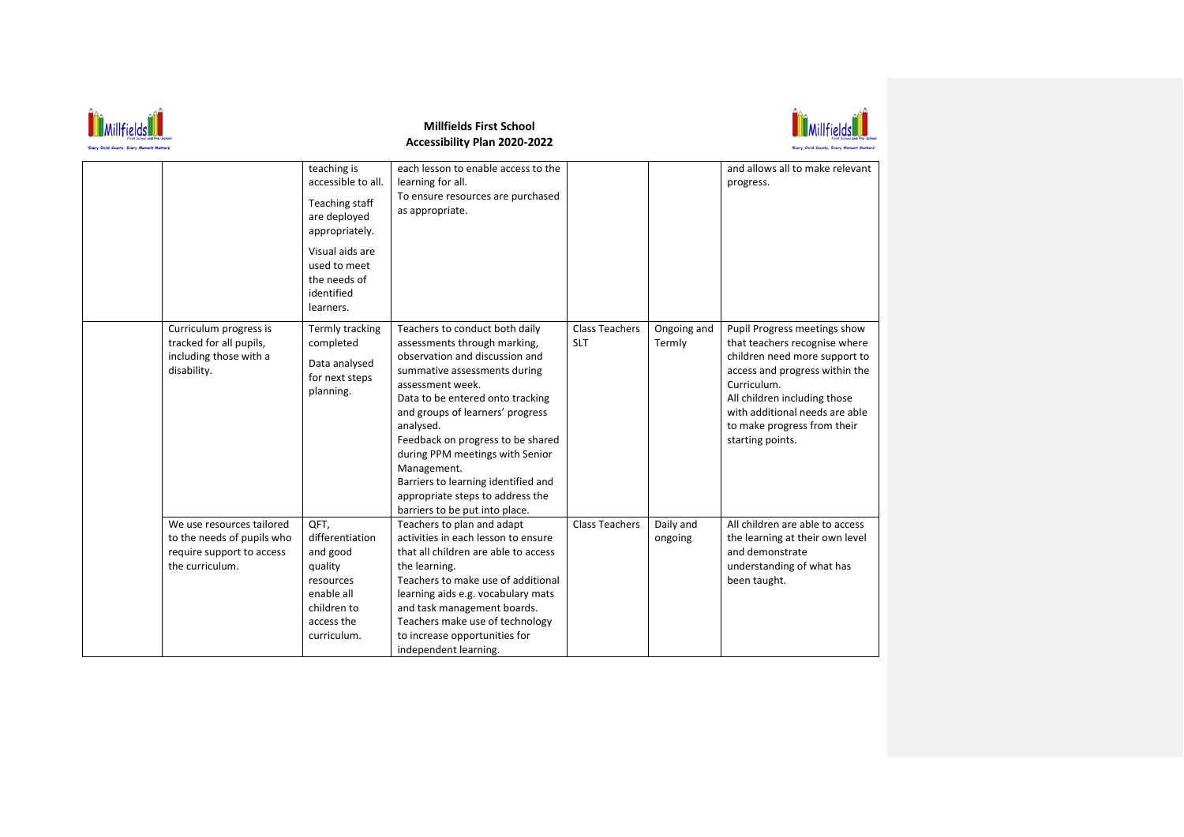| | | teaching is accessible to all. Teaching staff are deployed appropriately. Visual aids are used to meet the needs of identified learners. | each lesson to enable access to the learning for all. To ensure resources are purchased as appropriate. | | | and allows all to make relevant progress. |
|---|---|---|---|---|---|---|
| | Curriculum progress is tracked for all pupils, including those with a disability. | Termly tracking completed Data analysed for next steps planning. | Teachers to conduct both daily assessments through marking, observation and discussion and summative assessments during assessment week. Data to be entered onto tracking and groups of learners' progress analysed. Feedback on progress to be shared during PPM meetings with Senior Management. Barriers to learning identified and appropriate steps to address the barriers to be put into place. | Class Teachers SLT | Ongoing and Termly | Pupil Progress meetings show that teachers recognise where children need more support to access and progress within the Curriculum. All children including those with additional needs are able to make progress from their starting points. |
| | We use resources tailored to the needs of pupils who require support to access the curriculum. | QFT, differentiation and good quality resources enable all children to access the curriculum. | Teachers to plan and adapt activities in each lesson to ensure that all children are able to access the learning. Teachers to make use of additional learning aids e.g. vocabulary mats and task management boards. Teachers make use of technology to increase opportunities for independent learning. | Class Teachers | Daily and ongoing | All children are able to access the learning at their own level and demonstrate understanding of what has been taught. |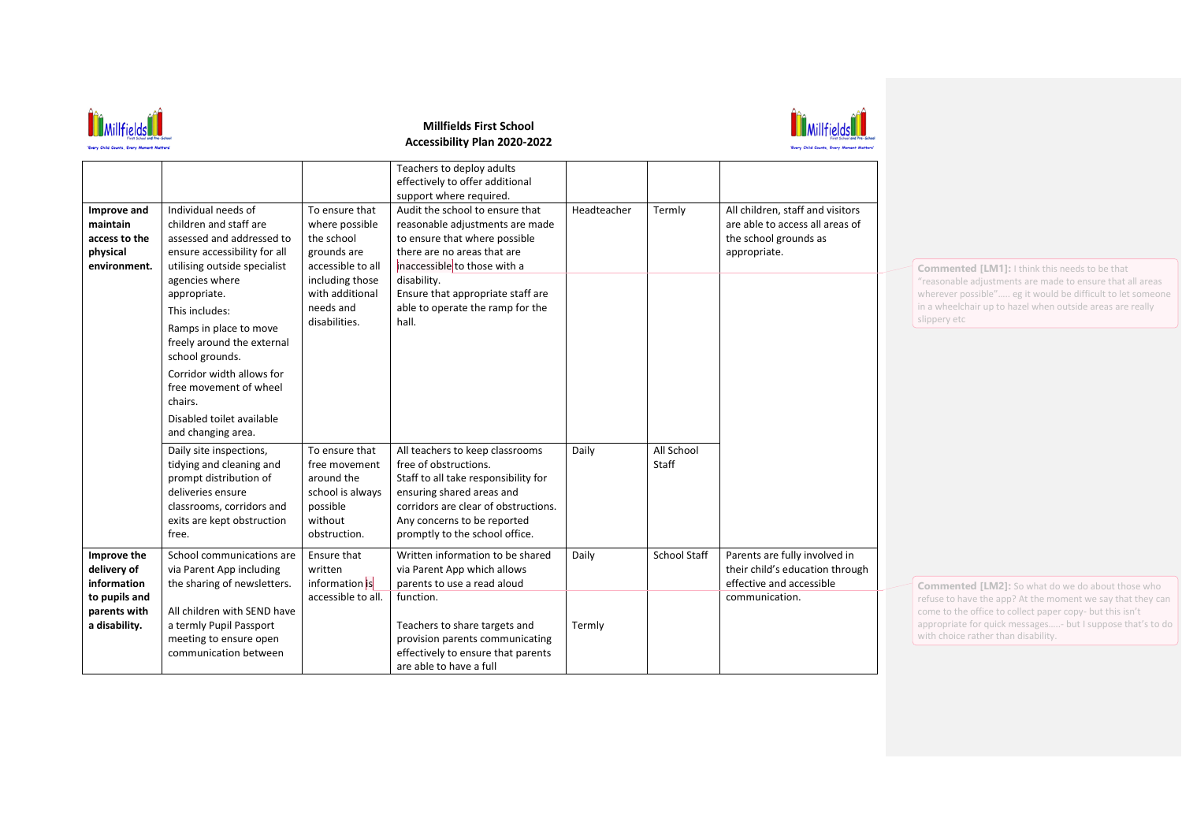**Millfields First School**
**Accessibility Plan 2020-2022**

| | | | | | | |
|---|---|---|---|---|---|---|
| | | | Teachers to deploy adults effectively to offer additional support where required. | | | |
| **Improve and maintain access to the physical environment.** | Individual needs of children and staff are assessed and addressed to ensure accessibility for all utilising outside specialist agencies where appropriate.<br>This includes:<br>Ramps in place to move freely around the external school grounds.<br>Corridor width allows for free movement of wheel chairs.<br>Disabled toilet available and changing area. | To ensure that where possible the school grounds are accessible to all including those with additional needs and disabilities. | Audit the school to ensure that reasonable adjustments are made to ensure that where possible there are no areas that are inaccessible to those with a disability.<br>Ensure that appropriate staff are able to operate the ramp for the hall. | Headteacher | Termly | All children, staff and visitors are able to access all areas of the school grounds as appropriate. |
| | Daily site inspections, tidying and cleaning and prompt distribution of deliveries ensure classrooms, corridors and exits are kept obstruction free. | To ensure that free movement around the school is always possible without obstruction. | All teachers to keep classrooms free of obstructions.<br>Staff to all take responsibility for ensuring shared areas and corridors are clear of obstructions.<br>Any concerns to be reported promptly to the school office. | Daily | All School Staff | |
| **Improve the delivery of information to pupils and parents with a disability.** | School communications are via Parent App including the sharing of newsletters.<br><br>All children with SEND have a termly Pupil Passport meeting to ensure open communication between | Ensure that written information is accessible to all. | Written information to be shared via Parent App which allows parents to use a read aloud function.<br><br>Teachers to share targets and provision parents communicating effectively to ensure that parents are able to have a full | Daily<br><br>Termly | School Staff | Parents are fully involved in their child's education through effective and accessible communication. |

**Commented [LM1]:** I think this needs to be that "reasonable adjustments are made to ensure that all areas wherever possible"….. eg it would be difficult to let someone in a wheelchair up to hazel when outside areas are really slippery etc

**Commented [LM2]:** So what do we do about those who refuse to have the app? At the moment we say that they can come to the office to collect paper copy- but this isn't appropriate for quick messages…..- but I suppose that's to do with choice rather than disability.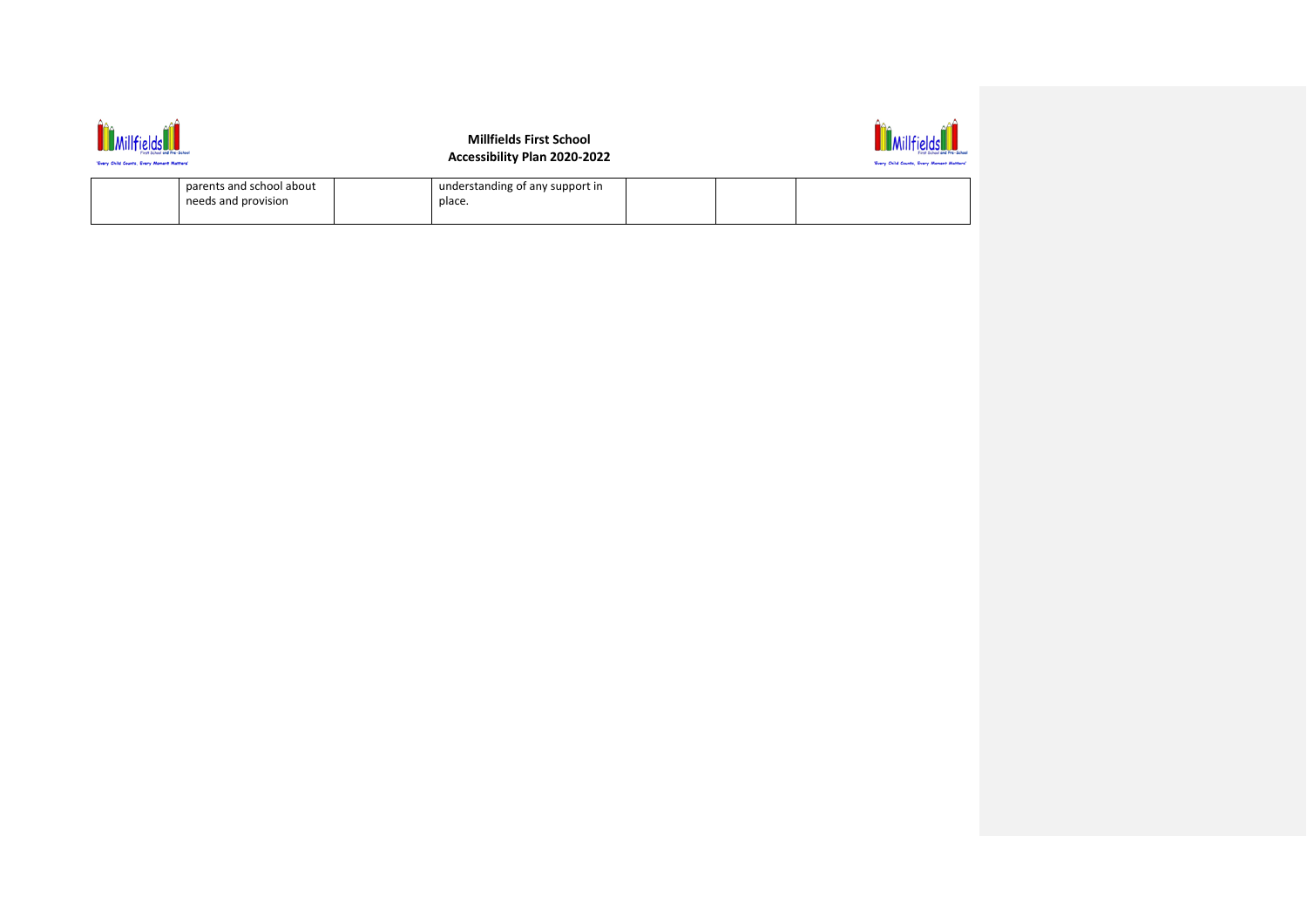| | | | | | | |
|---|---|---|---|---|---|---|
| | parents and school about needs and provision | | understanding of any support in place. | | | |